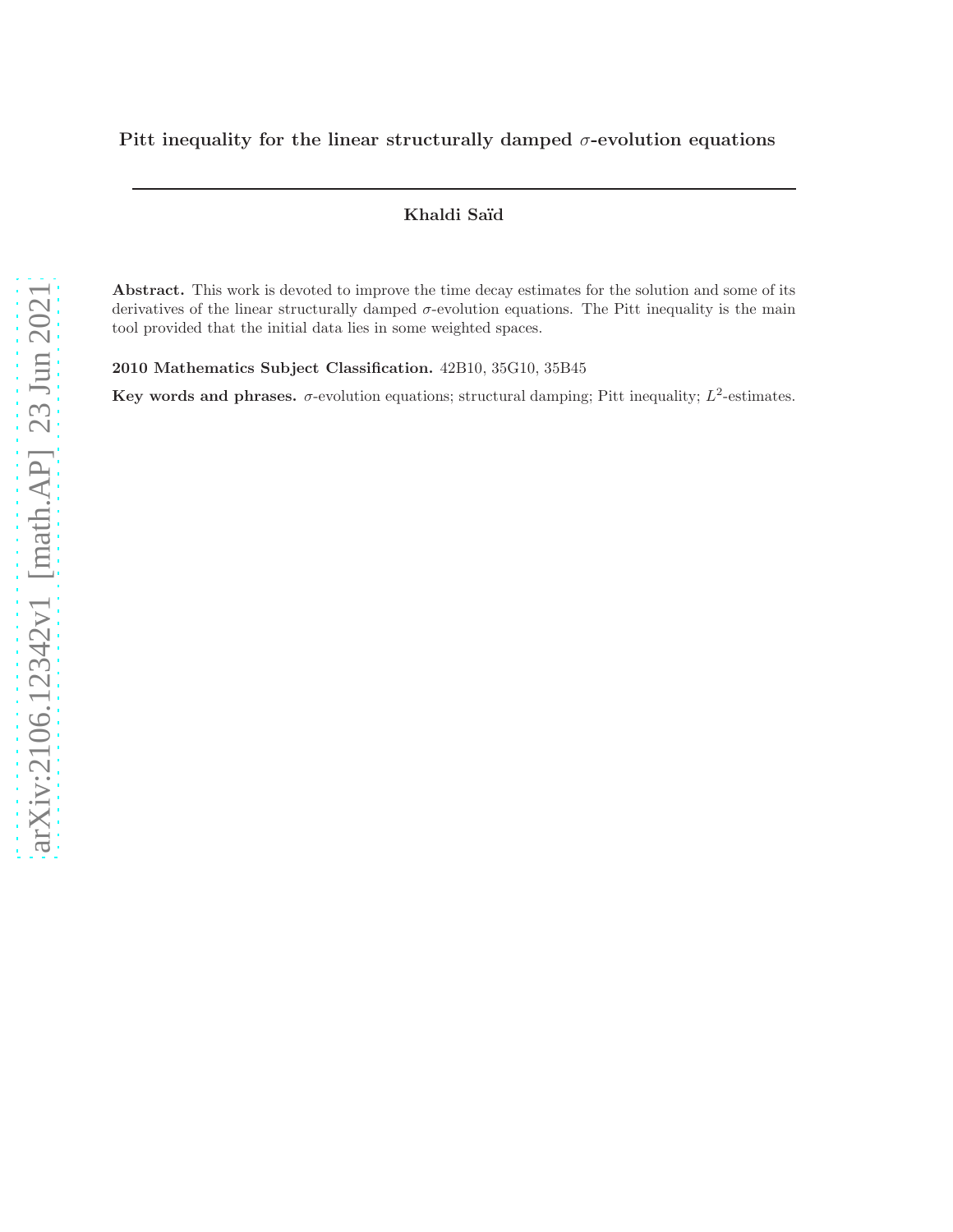# Pitt inequality for the linear structurally damped $\sigma$-evolution equations

**Khaldi Saïd**

**Abstract.** This work is devoted to improve the time decay estimates for the solution and some of its derivatives of the linear structurally damped $\sigma$-evolution equations. The Pitt inequality is the main tool provided that the initial data lies in some weighted spaces.

**2010 Mathematics Subject Classification.** 42B10, 35G10, 35B45

**Key words and phrases.** $\sigma$-evolution equations; structural damping; Pitt inequality; $L^2$-estimates.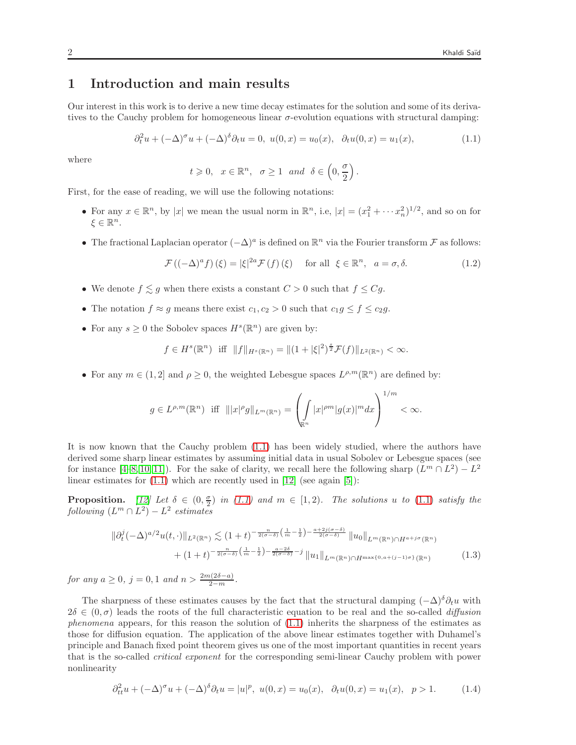# 1 Introduction and main results

Our interest in this work is to derive a new time decay estimates for the solution and some of its derivatives to the Cauchy problem for homogeneous linear $\sigma$-evolution equations with structural damping:

$$\partial_t^2 u + (-\Delta)^\sigma u + (-\Delta)^\delta \partial_t u = 0, \; u(0,x) = u_0(x), \;\; \partial_t u(0,x) = u_1(x), \tag{1.1}$$

where

$$t \geqslant 0, \;\; x \in \mathbb{R}^n, \;\; \sigma \geq 1 \;\; and \;\; \delta \in \left(0, \frac{\sigma}{2}\right).$$

First, for the ease of reading, we will use the following notations:

- For any $x \in \mathbb{R}^n$, by $|x|$ we mean the usual norm in $\mathbb{R}^n$, i.e, $|x| = (x_1^2 + \cdots x_n^2)^{1/2}$, and so on for $\xi \in \mathbb{R}^n$.
- The fractional Laplacian operator $(-\Delta)^a$ is defined on $\mathbb{R}^n$ via the Fourier transform $\mathcal{F}$ as follows:

$$\mathcal{F}\left((-\Delta)^a f\right)(\xi) = |\xi|^{2a} \mathcal{F}(f)(\xi) \quad \text{ for all } \; \xi \in \mathbb{R}^n, \;\; a = \sigma, \delta. \tag{1.2}$$

- We denote $f \lesssim g$ when there exists a constant $C > 0$ such that $f \leq Cg$.
- The notation $f \approx g$ means there exist $c_1, c_2 > 0$ such that $c_1 g \leq f \leq c_2 g$.
- For any $s \geq 0$ the Sobolev spaces $H^s(\mathbb{R}^n)$ are given by:

$$f \in H^s(\mathbb{R}^n) \;\; \text{iff} \;\; \|f\|_{H^s(\mathbb{R}^n)} = \|(1+|\xi|^2)^{\frac{s}{2}} \mathcal{F}(f)\|_{L^2(\mathbb{R}^n)} < \infty.$$

- For any $m \in (1,2]$ and $\rho \geq 0$, the weighted Lebesgue spaces $L^{\rho,m}(\mathbb{R}^n)$ are defined by:

$$g \in L^{\rho,m}(\mathbb{R}^n) \;\; \text{iff} \;\; \||x|^\rho g\|_{L^m(\mathbb{R}^n)} = \left(\int_{\mathbb{R}^n} |x|^{\rho m} |g(x)|^m dx\right)^{1/m} < \infty.$$

It is now known that the Cauchy problem (1.1) has been widely studied, where the authors have derived some sharp linear estimates by assuming initial data in usual Sobolev or Lebesgue spaces (see for instance [4–8, 10, 11]). For the sake of clarity, we recall here the following sharp $(L^m \cap L^2) - L^2$ linear estimates for (1.1) which are recently used in [12] (see again [5]):

**Proposition.** *[12] Let $\delta \in (0, \frac{\sigma}{2})$ in (1.1) and $m \in [1,2)$. The solutions $u$ to (1.1) satisfy the following $(L^m \cap L^2) - L^2$ estimates*

$$\begin{aligned}
\|\partial_t^j (-\Delta)^{a/2} u(t,\cdot)\|_{L^2(\mathbb{R}^n)} \lesssim & (1+t)^{-\frac{n}{2(\sigma-\delta)}\left(\frac{1}{m}-\frac{1}{2}\right) - \frac{a+2j(\sigma-\delta)}{2(\sigma-\delta)}} \|u_0\|_{L^m(\mathbb{R}^n) \cap H^{a+j\sigma}(\mathbb{R}^n)} \\
& + (1+t)^{-\frac{n}{2(\sigma-\delta)}\left(\frac{1}{m}-\frac{1}{2}\right) - \frac{a-2\delta}{2(\sigma-\delta)} - j} \|u_1\|_{L^m(\mathbb{R}^n) \cap H^{\max\{0, a+(j-1)\sigma\}}(\mathbb{R}^n)}
\end{aligned} \tag{1.3}$$

*for any $a \geq 0$, $j = 0, 1$ and $n > \frac{2m(2\delta - a)}{2-m}$.*

The sharpness of these estimates causes by the fact that the structural damping $(-\Delta)^\delta \partial_t u$ with $2\delta \in (0, \sigma)$ leads the roots of the full characteristic equation to be real and the so-called *diffusion phenomena* appears, for this reason the solution of (1.1) inherits the sharpness of the estimates as those for diffusion equation. The application of the above linear estimates together with Duhamel's principle and Banach fixed point theorem gives us one of the most important quantities in recent years that is the so-called *critical exponent* for the corresponding semi-linear Cauchy problem with power nonlinearity

$$\partial_{tt}^2 u + (-\Delta)^\sigma u + (-\Delta)^\delta \partial_t u = |u|^p, \; u(0,x) = u_0(x), \;\; \partial_t u(0,x) = u_1(x), \;\; p > 1. \tag{1.4}$$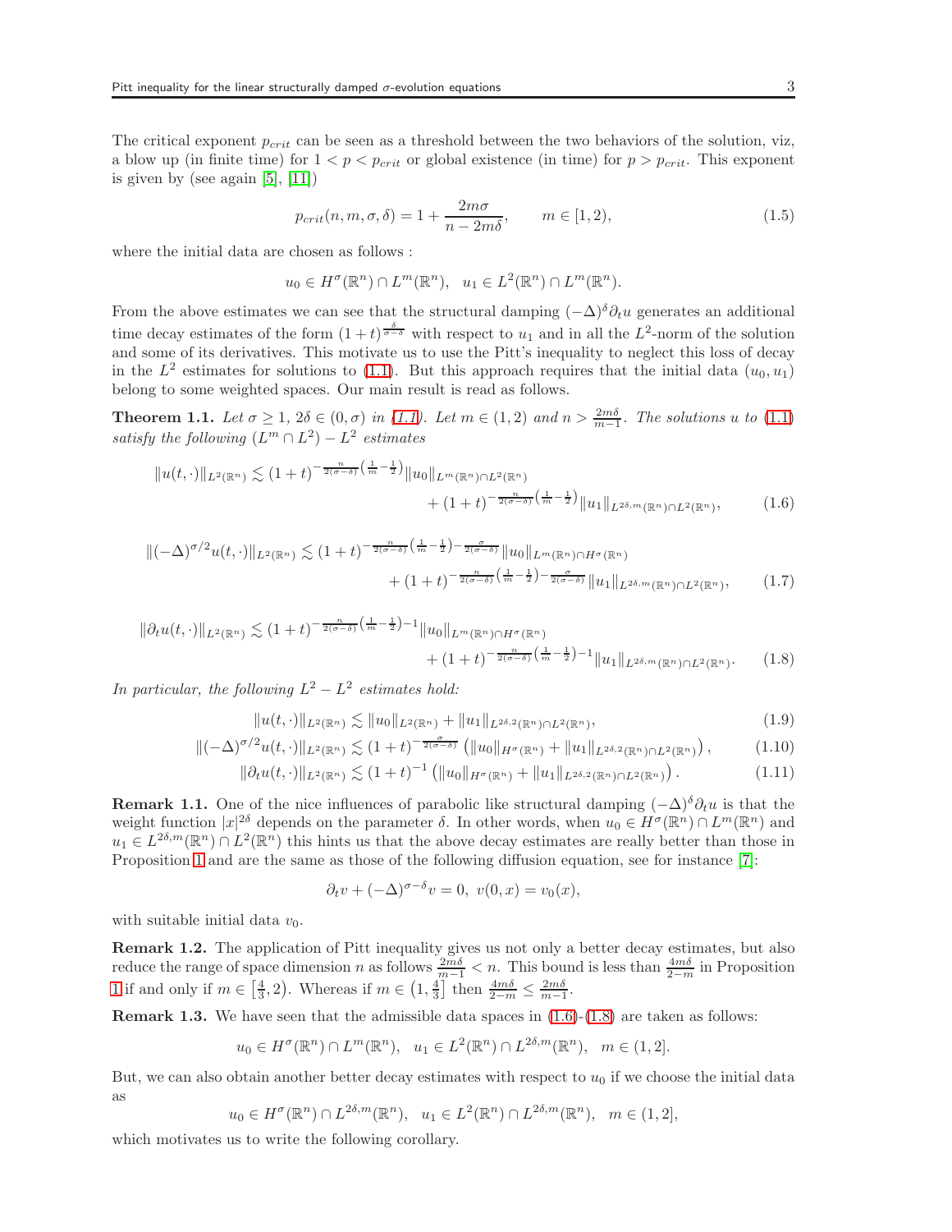The critical exponent $p_{crit}$ can be seen as a threshold between the two behaviors of the solution, viz, a blow up (in finite time) for $1 < p < p_{crit}$ or global existence (in time) for $p > p_{crit}$. This exponent is given by (see again [5], [11])

$$p_{crit}(n, m, \sigma, \delta) = 1 + \frac{2m\sigma}{n - 2m\delta}, \qquad m \in [1, 2), \tag{1.5}$$

where the initial data are chosen as follows :

$$u_0 \in H^\sigma(\mathbb{R}^n) \cap L^m(\mathbb{R}^n), \quad u_1 \in L^2(\mathbb{R}^n) \cap L^m(\mathbb{R}^n).$$

From the above estimates we can see that the structural damping $(-\Delta)^\delta \partial_t u$ generates an additional time decay estimates of the form $(1+t)^{\frac{\delta}{\sigma-\delta}}$ with respect to $u_1$ and in all the $L^2$-norm of the solution and some of its derivatives. This motivate us to use the Pitt's inequality to neglect this loss of decay in the $L^2$ estimates for solutions to (1.1). But this approach requires that the initial data $(u_0, u_1)$ belong to some weighted spaces. Our main result is read as follows.

**Theorem 1.1.** *Let $\sigma \geq 1$, $2\delta \in (0, \sigma)$ in (1.1). Let $m \in (1, 2)$ and $n > \frac{2m\delta}{m-1}$. The solutions $u$ to (1.1) satisfy the following $(L^m \cap L^2) - L^2$ estimates*

$$\|u(t, \cdot)\|_{L^2(\mathbb{R}^n)} \lesssim (1+t)^{-\frac{n}{2(\sigma-\delta)}\left(\frac{1}{m}-\frac{1}{2}\right)} \|u_0\|_{L^m(\mathbb{R}^n)\cap L^2(\mathbb{R}^n)} + (1+t)^{-\frac{n}{2(\sigma-\delta)}\left(\frac{1}{m}-\frac{1}{2}\right)} \|u_1\|_{L^{2\delta,m}(\mathbb{R}^n)\cap L^2(\mathbb{R}^n)}, \tag{1.6}$$

$$\|(-\Delta)^{\sigma/2} u(t, \cdot)\|_{L^2(\mathbb{R}^n)} \lesssim (1+t)^{-\frac{n}{2(\sigma-\delta)}\left(\frac{1}{m}-\frac{1}{2}\right)-\frac{\sigma}{2(\sigma-\delta)}} \|u_0\|_{L^m(\mathbb{R}^n)\cap H^\sigma(\mathbb{R}^n)} + (1+t)^{-\frac{n}{2(\sigma-\delta)}\left(\frac{1}{m}-\frac{1}{2}\right)-\frac{\sigma}{2(\sigma-\delta)}} \|u_1\|_{L^{2\delta,m}(\mathbb{R}^n)\cap L^2(\mathbb{R}^n)}, \tag{1.7}$$

$$\|\partial_t u(t, \cdot)\|_{L^2(\mathbb{R}^n)} \lesssim (1+t)^{-\frac{n}{2(\sigma-\delta)}\left(\frac{1}{m}-\frac{1}{2}\right)-1} \|u_0\|_{L^m(\mathbb{R}^n)\cap H^\sigma(\mathbb{R}^n)} + (1+t)^{-\frac{n}{2(\sigma-\delta)}\left(\frac{1}{m}-\frac{1}{2}\right)-1} \|u_1\|_{L^{2\delta,m}(\mathbb{R}^n)\cap L^2(\mathbb{R}^n)}. \tag{1.8}$$

*In particular, the following $L^2 - L^2$ estimates hold:*

$$\|u(t, \cdot)\|_{L^2(\mathbb{R}^n)} \lesssim \|u_0\|_{L^2(\mathbb{R}^n)} + \|u_1\|_{L^{2\delta,2}(\mathbb{R}^n)\cap L^2(\mathbb{R}^n)}, \tag{1.9}$$

$$\|(-\Delta)^{\sigma/2} u(t, \cdot)\|_{L^2(\mathbb{R}^n)} \lesssim (1+t)^{-\frac{\sigma}{2(\sigma-\delta)}} \left(\|u_0\|_{H^\sigma(\mathbb{R}^n)} + \|u_1\|_{L^{2\delta,2}(\mathbb{R}^n)\cap L^2(\mathbb{R}^n)}\right), \tag{1.10}$$

$$\|\partial_t u(t, \cdot)\|_{L^2(\mathbb{R}^n)} \lesssim (1+t)^{-1} \left(\|u_0\|_{H^\sigma(\mathbb{R}^n)} + \|u_1\|_{L^{2\delta,2}(\mathbb{R}^n)\cap L^2(\mathbb{R}^n)}\right). \tag{1.11}$$

**Remark 1.1.** One of the nice influences of parabolic like structural damping $(-\Delta)^\delta \partial_t u$ is that the weight function $|x|^{2\delta}$ depends on the parameter $\delta$. In other words, when $u_0 \in H^\sigma(\mathbb{R}^n) \cap L^m(\mathbb{R}^n)$ and $u_1 \in L^{2\delta,m}(\mathbb{R}^n) \cap L^2(\mathbb{R}^n)$ this hints us that the above decay estimates are really better than those in Proposition 1 and are the same as those of the following diffusion equation, see for instance [7]:

$$\partial_t v + (-\Delta)^{\sigma-\delta} v = 0, \;\; v(0, x) = v_0(x),$$

with suitable initial data $v_0$.

**Remark 1.2.** The application of Pitt inequality gives us not only a better decay estimates, but also reduce the range of space dimension $n$ as follows $\frac{2m\delta}{m-1} < n$. This bound is less than $\frac{4m\delta}{2-m}$ in Proposition 1 if and only if $m \in \left[\frac{4}{3}, 2\right)$. Whereas if $m \in \left(1, \frac{4}{3}\right]$ then $\frac{4m\delta}{2-m} \leq \frac{2m\delta}{m-1}$.

**Remark 1.3.** We have seen that the admissible data spaces in (1.6)-(1.8) are taken as follows:

$$u_0 \in H^\sigma(\mathbb{R}^n) \cap L^m(\mathbb{R}^n), \quad u_1 \in L^2(\mathbb{R}^n) \cap L^{2\delta,m}(\mathbb{R}^n), \quad m \in (1, 2].$$

But, we can also obtain another better decay estimates with respect to $u_0$ if we choose the initial data as

$$u_0 \in H^\sigma(\mathbb{R}^n) \cap L^{2\delta,m}(\mathbb{R}^n), \quad u_1 \in L^2(\mathbb{R}^n) \cap L^{2\delta,m}(\mathbb{R}^n), \quad m \in (1, 2],$$

which motivates us to write the following corollary.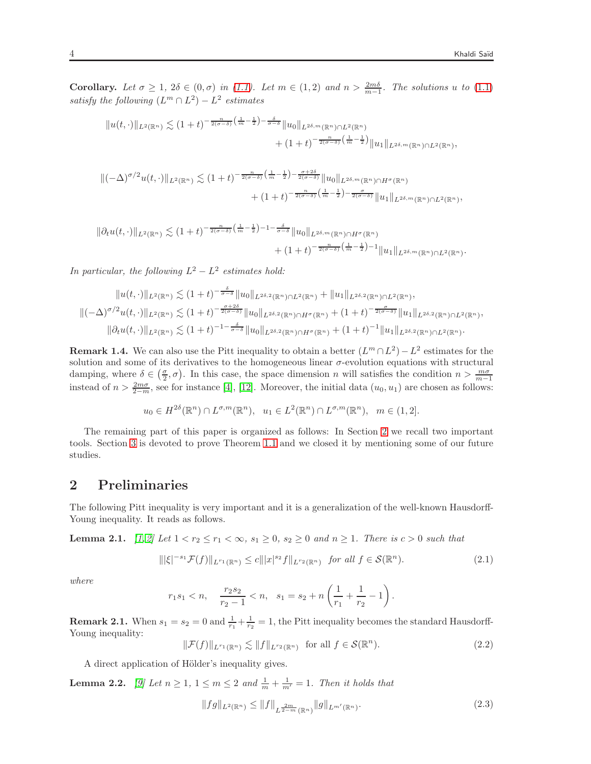**Corollary.** *Let $\sigma \geq 1$, $2\delta \in (0, \sigma)$ in (1.1). Let $m \in (1,2)$ and $n > \frac{2m\delta}{m-1}$. The solutions $u$ to (1.1) satisfy the following $(L^m \cap L^2) - L^2$ estimates*

$$\|u(t,\cdot)\|_{L^2(\mathbb{R}^n)} \lesssim (1+t)^{-\frac{n}{2(\sigma-\delta)}\left(\frac{1}{m}-\frac{1}{2}\right)-\frac{\delta}{\sigma-\delta}}\|u_0\|_{L^{2\delta,m}(\mathbb{R}^n)\cap L^2(\mathbb{R}^n)} + (1+t)^{-\frac{n}{2(\sigma-\delta)}\left(\frac{1}{m}-\frac{1}{2}\right)}\|u_1\|_{L^{2\delta,m}(\mathbb{R}^n)\cap L^2(\mathbb{R}^n)},$$

$$\|(-\Delta)^{\sigma/2}u(t,\cdot)\|_{L^2(\mathbb{R}^n)} \lesssim (1+t)^{-\frac{n}{2(\sigma-\delta)}\left(\frac{1}{m}-\frac{1}{2}\right)-\frac{\sigma+2\delta}{2(\sigma-\delta)}}\|u_0\|_{L^{2\delta,m}(\mathbb{R}^n)\cap H^\sigma(\mathbb{R}^n)} + (1+t)^{-\frac{n}{2(\sigma-\delta)}\left(\frac{1}{m}-\frac{1}{2}\right)-\frac{\sigma}{2(\sigma-\delta)}}\|u_1\|_{L^{2\delta,m}(\mathbb{R}^n)\cap L^2(\mathbb{R}^n)},$$

$$\|\partial_t u(t,\cdot)\|_{L^2(\mathbb{R}^n)} \lesssim (1+t)^{-\frac{n}{2(\sigma-\delta)}\left(\frac{1}{m}-\frac{1}{2}\right)-1-\frac{\delta}{\sigma-\delta}}\|u_0\|_{L^{2\delta,m}(\mathbb{R}^n)\cap H^\sigma(\mathbb{R}^n)} + (1+t)^{-\frac{n}{2(\sigma-\delta)}\left(\frac{1}{m}-\frac{1}{2}\right)-1}\|u_1\|_{L^{2\delta,m}(\mathbb{R}^n)\cap L^2(\mathbb{R}^n)}.$$

*In particular, the following $L^2 - L^2$ estimates hold:*

$$\|u(t,\cdot)\|_{L^2(\mathbb{R}^n)} \lesssim (1+t)^{-\frac{\delta}{\sigma-\delta}}\|u_0\|_{L^{2\delta,2}(\mathbb{R}^n)\cap L^2(\mathbb{R}^n)} + \|u_1\|_{L^{2\delta,2}(\mathbb{R}^n)\cap L^2(\mathbb{R}^n)},$$
$$\|(-\Delta)^{\sigma/2}u(t,\cdot)\|_{L^2(\mathbb{R}^n)} \lesssim (1+t)^{-\frac{\sigma+2\delta}{2(\sigma-\delta)}}\|u_0\|_{L^{2\delta,2}(\mathbb{R}^n)\cap H^\sigma(\mathbb{R}^n)} + (1+t)^{-\frac{\sigma}{2(\sigma-\delta)}}\|u_1\|_{L^{2\delta,2}(\mathbb{R}^n)\cap L^2(\mathbb{R}^n)},$$
$$\|\partial_t u(t,\cdot)\|_{L^2(\mathbb{R}^n)} \lesssim (1+t)^{-1-\frac{\delta}{\sigma-\delta}}\|u_0\|_{L^{2\delta,2}(\mathbb{R}^n)\cap H^\sigma(\mathbb{R}^n)} + (1+t)^{-1}\|u_1\|_{L^{2\delta,2}(\mathbb{R}^n)\cap L^2(\mathbb{R}^n)}.$$

**Remark 1.4.** We can also use the Pitt inequality to obtain a better $(L^m \cap L^2) - L^2$ estimates for the solution and some of its derivatives to the homogeneous linear $\sigma$-evolution equations with structural damping, where $\delta \in \left(\frac{\sigma}{2}, \sigma\right)$. In this case, the space dimension $n$ will satisfies the condition $n > \frac{m\sigma}{m-1}$ instead of $n > \frac{2m\sigma}{2-m}$, see for instance [4], [12]. Moreover, the initial data $(u_0, u_1)$ are chosen as follows:

$$u_0 \in H^{2\delta}(\mathbb{R}^n) \cap L^{\sigma,m}(\mathbb{R}^n), \quad u_1 \in L^2(\mathbb{R}^n) \cap L^{\sigma,m}(\mathbb{R}^n), \quad m \in (1,2].$$

The remaining part of this paper is organized as follows: In Section 2 we recall two important tools. Section 3 is devoted to prove Theorem 1.1 and we closed it by mentioning some of our future studies.

## 2 Preliminaries

The following Pitt inequality is very important and it is a generalization of the well-known Hausdorff-Young inequality. It reads as follows.

**Lemma 2.1.** [1, 2] *Let $1 < r_2 \leq r_1 < \infty$, $s_1 \geq 0$, $s_2 \geq 0$ and $n \geq 1$. There is $c > 0$ such that*

$$\||\xi|^{-s_1}\mathcal{F}(f)\|_{L^{r_1}(\mathbb{R}^n)} \leq c\||x|^{s_2}f\|_{L^{r_2}(\mathbb{R}^n)} \quad \text{for all } f \in \mathcal{S}(\mathbb{R}^n). \tag{2.1}$$

*where*

$$r_1 s_1 < n, \quad \frac{r_2 s_2}{r_2 - 1} < n, \quad s_1 = s_2 + n\left(\frac{1}{r_1} + \frac{1}{r_2} - 1\right).$$

**Remark 2.1.** When $s_1 = s_2 = 0$ and $\frac{1}{r_1} + \frac{1}{r_2} = 1$, the Pitt inequality becomes the standard Hausdorff-Young inequality:

$$\|\mathcal{F}(f)\|_{L^{r_1}(\mathbb{R}^n)} \lesssim \|f\|_{L^{r_2}(\mathbb{R}^n)} \quad \text{for all } f \in \mathcal{S}(\mathbb{R}^n). \tag{2.2}$$

A direct application of Hölder's inequality gives.

**Lemma 2.2.** [9] *Let $n \geq 1$, $1 \leq m \leq 2$ and $\frac{1}{m} + \frac{1}{m'} = 1$. Then it holds that*

$$\|fg\|_{L^2(\mathbb{R}^n)} \leq \|f\|_{L^{\frac{2m}{2-m}}(\mathbb{R}^n)}\|g\|_{L^{m'}(\mathbb{R}^n)}. \tag{2.3}$$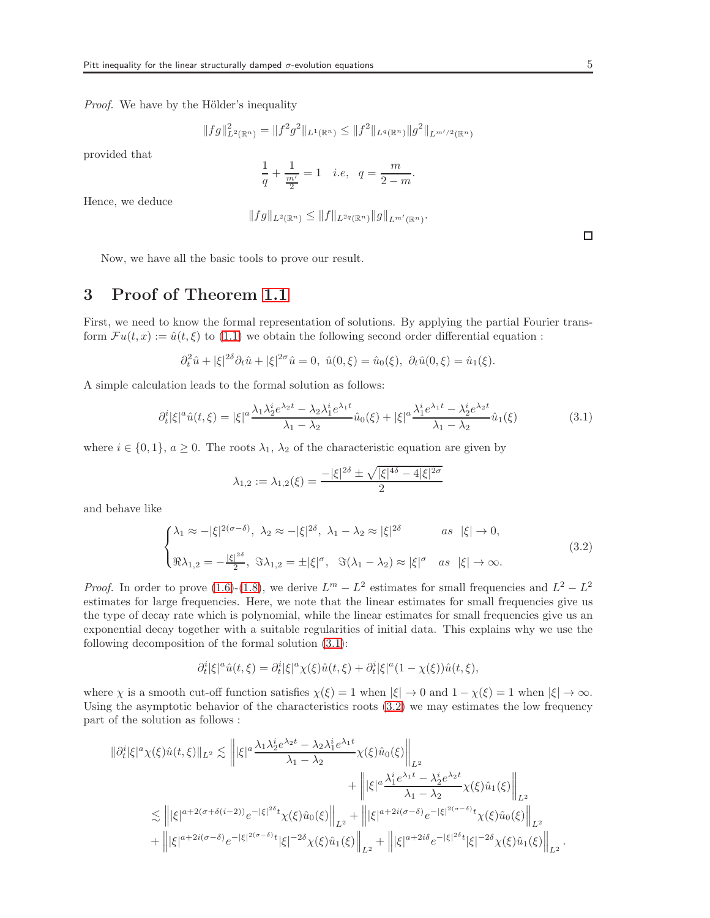*Proof.* We have by the Hölder's inequality

$$\|fg\|^2_{L^2(\mathbb{R}^n)} = \|f^2 g^2\|_{L^1(\mathbb{R}^n)} \leq \|f^2\|_{L^q(\mathbb{R}^n)} \|g^2\|_{L^{m'/2}(\mathbb{R}^n)}$$

provided that

$$\frac{1}{q} + \frac{1}{\frac{m'}{2}} = 1 \quad i.e, \quad q = \frac{m}{2-m}.$$

Hence, we deduce

$$\|fg\|_{L^2(\mathbb{R}^n)} \leq \|f\|_{L^{2q}(\mathbb{R}^n)} \|g\|_{L^{m'}(\mathbb{R}^n)}.$$

□

Now, we have all the basic tools to prove our result.

## 3 Proof of Theorem 1.1

First, we need to know the formal representation of solutions. By applying the partial Fourier transform $\mathcal{F}u(t,x) := \hat{u}(t,\xi)$ to (1.1) we obtain the following second order differential equation :

$$\partial_t^2 \hat{u} + |\xi|^{2\delta} \partial_t \hat{u} + |\xi|^{2\sigma} \hat{u} = 0, \ \hat{u}(0,\xi) = \hat{u}_0(\xi), \ \partial_t \hat{u}(0,\xi) = \hat{u}_1(\xi).$$

A simple calculation leads to the formal solution as follows:

$$\partial_t^i |\xi|^a \hat{u}(t,\xi) = |\xi|^a \frac{\lambda_1 \lambda_2^i e^{\lambda_2 t} - \lambda_2 \lambda_1^i e^{\lambda_1 t}}{\lambda_1 - \lambda_2} \hat{u}_0(\xi) + |\xi|^a \frac{\lambda_1^i e^{\lambda_1 t} - \lambda_2^i e^{\lambda_2 t}}{\lambda_1 - \lambda_2} \hat{u}_1(\xi) \tag{3.1}$$

where $i \in \{0,1\}$, $a \geq 0$. The roots $\lambda_1$, $\lambda_2$ of the characteristic equation are given by

$$\lambda_{1,2} := \lambda_{1,2}(\xi) = \frac{-|\xi|^{2\delta} \pm \sqrt{|\xi|^{4\delta} - 4|\xi|^{2\sigma}}}{2}$$

and behave like

$$\begin{cases} \lambda_1 \approx -|\xi|^{2(\sigma-\delta)}, \ \lambda_2 \approx -|\xi|^{2\delta}, \ \lambda_1 - \lambda_2 \approx |\xi|^{2\delta} & as \ \ |\xi| \to 0, \\ \Re\lambda_{1,2} = -\frac{|\xi|^{2\delta}}{2}, \ \Im\lambda_{1,2} = \pm|\xi|^{\sigma}, \ \ \Im(\lambda_1 - \lambda_2) \approx |\xi|^{\sigma} & as \ \ |\xi| \to \infty. \end{cases} \tag{3.2}$$

*Proof.* In order to prove (1.6)-(1.8), we derive $L^m - L^2$ estimates for small frequencies and $L^2 - L^2$ estimates for large frequencies. Here, we note that the linear estimates for small frequencies give us the type of decay rate which is polynomial, while the linear estimates for small frequencies give us an exponential decay together with a suitable regularities of initial data. This explains why we use the following decomposition of the formal solution (3.1):

$$\partial_t^i |\xi|^a \hat{u}(t,\xi) = \partial_t^i |\xi|^a \chi(\xi) \hat{u}(t,\xi) + \partial_t^i |\xi|^a (1 - \chi(\xi)) \hat{u}(t,\xi),$$

where $\chi$ is a smooth cut-off function satisfies $\chi(\xi) = 1$ when $|\xi| \to 0$ and $1 - \chi(\xi) = 1$ when $|\xi| \to \infty$. Using the asymptotic behavior of the characteristics roots (3.2) we may estimates the low frequency part of the solution as follows :

$$\begin{aligned}
\|\partial_t^i |\xi|^a \chi(\xi) \hat{u}(t,\xi)\|_{L^2} &\lesssim \left\| |\xi|^a \frac{\lambda_1 \lambda_2^i e^{\lambda_2 t} - \lambda_2 \lambda_1^i e^{\lambda_1 t}}{\lambda_1 - \lambda_2} \chi(\xi) \hat{u}_0(\xi) \right\|_{L^2} \\
&\quad + \left\| |\xi|^a \frac{\lambda_1^i e^{\lambda_1 t} - \lambda_2^i e^{\lambda_2 t}}{\lambda_1 - \lambda_2} \chi(\xi) \hat{u}_1(\xi) \right\|_{L^2} \\
&\lesssim \left\| |\xi|^{a+2(\sigma+\delta(i-2))} e^{-|\xi|^{2\delta} t} \chi(\xi) \hat{u}_0(\xi) \right\|_{L^2} + \left\| |\xi|^{a+2i(\sigma-\delta)} e^{-|\xi|^{2(\sigma-\delta)} t} \chi(\xi) \hat{u}_0(\xi) \right\|_{L^2} \\
&\quad + \left\| |\xi|^{a+2i(\sigma-\delta)} e^{-|\xi|^{2(\sigma-\delta)} t} |\xi|^{-2\delta} \chi(\xi) \hat{u}_1(\xi) \right\|_{L^2} + \left\| |\xi|^{a+2i\delta} e^{-|\xi|^{2\delta} t} |\xi|^{-2\delta} \chi(\xi) \hat{u}_1(\xi) \right\|_{L^2}.
\end{aligned}$$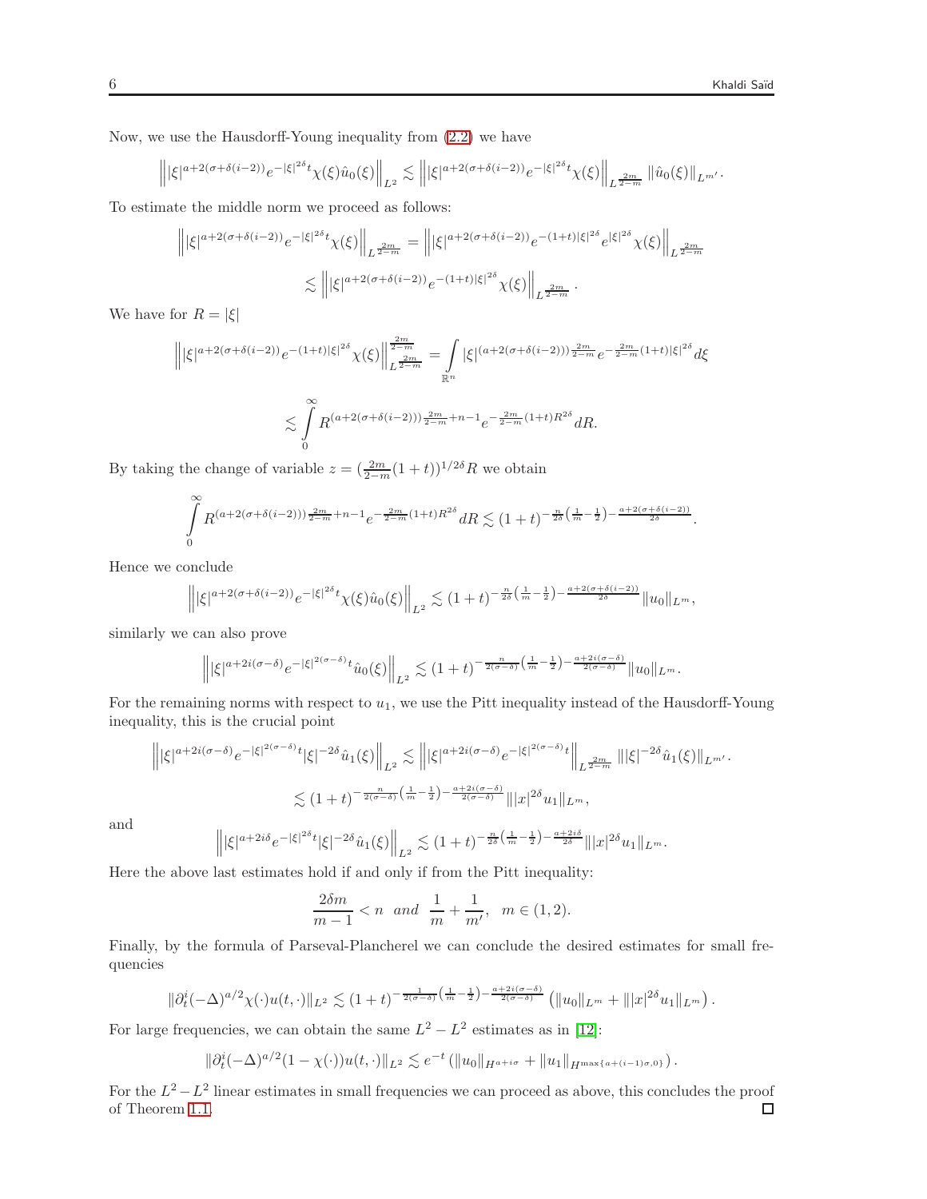Now, we use the Hausdorff-Young inequality from (2.2) we have

$$\left\| |\xi|^{a+2(\sigma+\delta(i-2))} e^{-|\xi|^{2\delta}t} \chi(\xi) \hat{u}_0(\xi) \right\|_{L^2} \lesssim \left\| |\xi|^{a+2(\sigma+\delta(i-2))} e^{-|\xi|^{2\delta}t} \chi(\xi) \right\|_{L^{\frac{2m}{2-m}}} \|\hat{u}_0(\xi)\|_{L^{m'}}.$$

To estimate the middle norm we proceed as follows:

$$\left\| |\xi|^{a+2(\sigma+\delta(i-2))} e^{-|\xi|^{2\delta}t} \chi(\xi) \right\|_{L^{\frac{2m}{2-m}}} = \left\| |\xi|^{a+2(\sigma+\delta(i-2))} e^{-(1+t)|\xi|^{2\delta}} e^{|\xi|^{2\delta}} \chi(\xi) \right\|_{L^{\frac{2m}{2-m}}}$$

$$\lesssim \left\| |\xi|^{a+2(\sigma+\delta(i-2))} e^{-(1+t)|\xi|^{2\delta}} \chi(\xi) \right\|_{L^{\frac{2m}{2-m}}}.$$

We have for $R = |\xi|$

$$\left\| |\xi|^{a+2(\sigma+\delta(i-2))} e^{-(1+t)|\xi|^{2\delta}} \chi(\xi) \right\|_{L^{\frac{2m}{2-m}}}^{\frac{2m}{2-m}} = \int_{\mathbb{R}^n} |\xi|^{(a+2(\sigma+\delta(i-2)))\frac{2m}{2-m}} e^{-\frac{2m}{2-m}(1+t)|\xi|^{2\delta}} d\xi$$

$$\lesssim \int_0^\infty R^{(a+2(\sigma+\delta(i-2)))\frac{2m}{2-m}+n-1} e^{-\frac{2m}{2-m}(1+t)R^{2\delta}} dR.$$

By taking the change of variable $z = (\frac{2m}{2-m}(1+t))^{1/2\delta} R$ we obtain

$$\int_0^\infty R^{(a+2(\sigma+\delta(i-2)))\frac{2m}{2-m}+n-1} e^{-\frac{2m}{2-m}(1+t)R^{2\delta}} dR \lesssim (1+t)^{-\frac{n}{2\delta}\left(\frac{1}{m}-\frac{1}{2}\right)-\frac{a+2(\sigma+\delta(i-2))}{2\delta}}.$$

Hence we conclude

$$\left\| |\xi|^{a+2(\sigma+\delta(i-2))} e^{-|\xi|^{2\delta}t} \chi(\xi) \hat{u}_0(\xi) \right\|_{L^2} \lesssim (1+t)^{-\frac{n}{2\delta}\left(\frac{1}{m}-\frac{1}{2}\right)-\frac{a+2(\sigma+\delta(i-2))}{2\delta}} \|u_0\|_{L^m},$$

similarly we can also prove

$$\left\| |\xi|^{a+2i(\sigma-\delta)} e^{-|\xi|^{2(\sigma-\delta)}t} \hat{u}_0(\xi) \right\|_{L^2} \lesssim (1+t)^{-\frac{n}{2(\sigma-\delta)}\left(\frac{1}{m}-\frac{1}{2}\right)-\frac{a+2i(\sigma-\delta)}{2(\sigma-\delta)}} \|u_0\|_{L^m}.$$

For the remaining norms with respect to $u_1$, we use the Pitt inequality instead of the Hausdorff-Young inequality, this is the crucial point

$$\left\| |\xi|^{a+2i(\sigma-\delta)} e^{-|\xi|^{2(\sigma-\delta)}t} |\xi|^{-2\delta} \hat{u}_1(\xi) \right\|_{L^2} \lesssim \left\| |\xi|^{a+2i(\sigma-\delta)} e^{-|\xi|^{2(\sigma-\delta)}t} \right\|_{L^{\frac{2m}{2-m}}} \||\xi|^{-2\delta} \hat{u}_1(\xi)\|_{L^{m'}}.$$

$$\lesssim (1+t)^{-\frac{n}{2(\sigma-\delta)}\left(\frac{1}{m}-\frac{1}{2}\right)-\frac{a+2i(\sigma-\delta)}{2(\sigma-\delta)}} \||x|^{2\delta} u_1\|_{L^m},$$

and

$$\left\| |\xi|^{a+2i\delta} e^{-|\xi|^{2\delta}t} |\xi|^{-2\delta} \hat{u}_1(\xi) \right\|_{L^2} \lesssim (1+t)^{-\frac{n}{2\delta}\left(\frac{1}{m}-\frac{1}{2}\right)-\frac{a+2i\delta}{2\delta}} \||x|^{2\delta} u_1\|_{L^m}.$$

Here the above last estimates hold if and only if from the Pitt inequality:

$$\frac{2\delta m}{m-1} < n \ \ and \ \ \frac{1}{m} + \frac{1}{m'}, \quad m \in (1,2).$$

Finally, by the formula of Parseval-Plancherel we can conclude the desired estimates for small frequencies

$$\|\partial_t^i (-\Delta)^{a/2} \chi(\cdot) u(t,\cdot)\|_{L^2} \lesssim (1+t)^{-\frac{1}{2(\sigma-\delta)}\left(\frac{1}{m}-\frac{1}{2}\right)-\frac{a+2i(\sigma-\delta)}{2(\sigma-\delta)}} \left( \|u_0\|_{L^m} + \||x|^{2\delta} u_1\|_{L^m} \right).$$

For large frequencies, we can obtain the same $L^2 - L^2$ estimates as in [12]:

$$\|\partial_t^i (-\Delta)^{a/2} (1-\chi(\cdot)) u(t,\cdot)\|_{L^2} \lesssim e^{-t} \left( \|u_0\|_{H^{a+i\sigma}} + \|u_1\|_{H^{\max\{a+(i-1)\sigma,0\}}} \right).$$

For the $L^2 - L^2$ linear estimates in small frequencies we can proceed as above, this concludes the proof of Theorem 1.1. □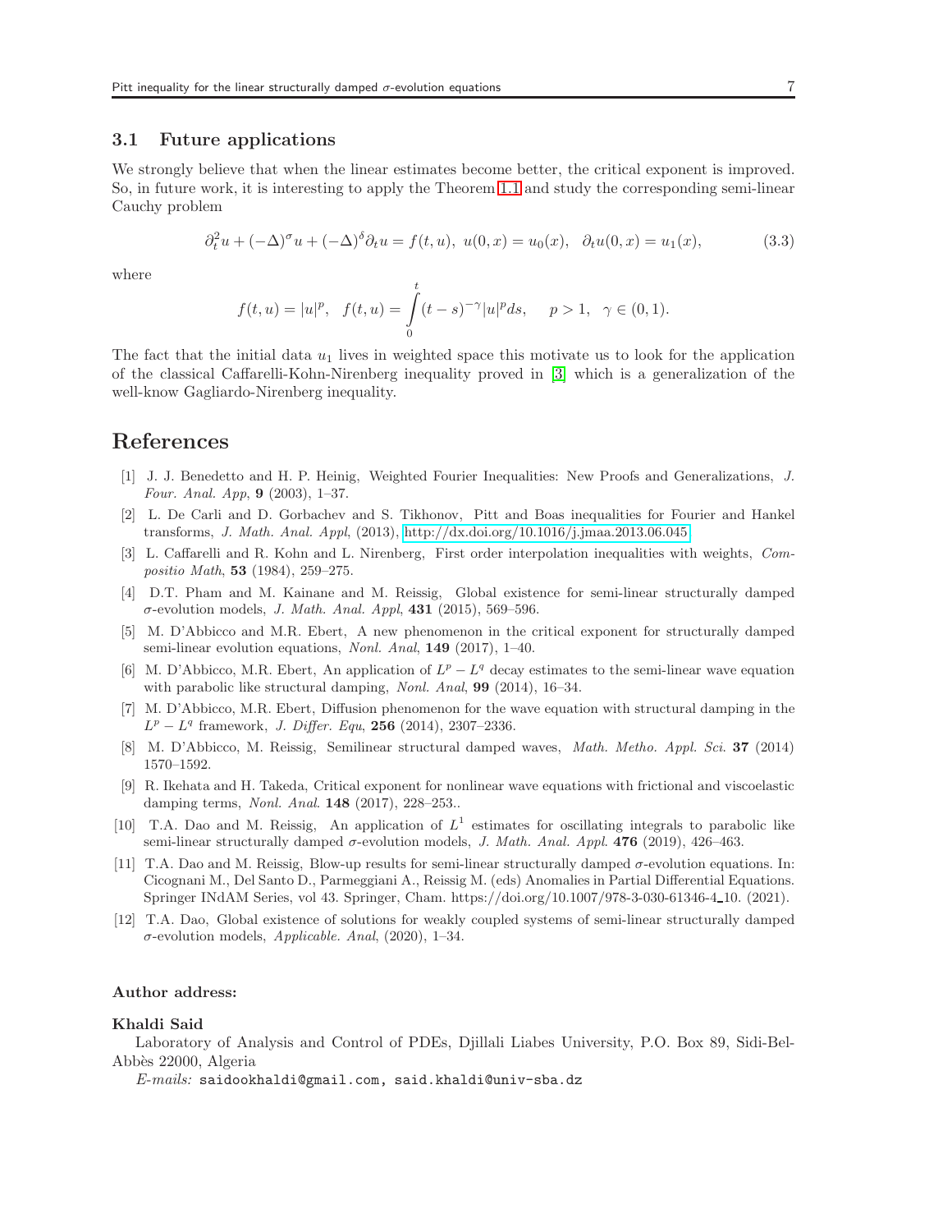### 3.1 Future applications

We strongly believe that when the linear estimates become better, the critical exponent is improved. So, in future work, it is interesting to apply the Theorem 1.1 and study the corresponding semi-linear Cauchy problem

$$\partial_t^2 u + (-\Delta)^\sigma u + (-\Delta)^\delta \partial_t u = f(t,u), \; u(0,x) = u_0(x), \quad \partial_t u(0,x) = u_1(x), \tag{3.3}$$

where

$$f(t,u) = |u|^p, \quad f(t,u) = \int_0^t (t-s)^{-\gamma} |u|^p ds, \qquad p > 1, \quad \gamma \in (0,1).$$

The fact that the initial data $u_1$ lives in weighted space this motivate us to look for the application of the classical Caffarelli-Kohn-Nirenberg inequality proved in [3] which is a generalization of the well-know Gagliardo-Nirenberg inequality.

# References

[1] J. J. Benedetto and H. P. Heinig, Weighted Fourier Inequalities: New Proofs and Generalizations, *J. Four. Anal. App*, **9** (2003), 1–37.

[2] L. De Carli and D. Gorbachev and S. Tikhonov, Pitt and Boas inequalities for Fourier and Hankel transforms, *J. Math. Anal. Appl*, (2013), http://dx.doi.org/10.1016/j.jmaa.2013.06.045

[3] L. Caffarelli and R. Kohn and L. Nirenberg, First order interpolation inequalities with weights, *Compositio Math*, **53** (1984), 259–275.

[4] D.T. Pham and M. Kainane and M. Reissig, Global existence for semi-linear structurally damped $\sigma$-evolution models, *J. Math. Anal. Appl*, **431** (2015), 569–596.

[5] M. D'Abbicco and M.R. Ebert, A new phenomenon in the critical exponent for structurally damped semi-linear evolution equations, *Nonl. Anal*, **149** (2017), 1–40.

[6] M. D'Abbicco, M.R. Ebert, An application of $L^p - L^q$ decay estimates to the semi-linear wave equation with parabolic like structural damping, *Nonl. Anal*, **99** (2014), 16–34.

[7] M. D'Abbicco, M.R. Ebert, Diffusion phenomenon for the wave equation with structural damping in the $L^p - L^q$ framework, *J. Differ. Equ*, **256** (2014), 2307–2336.

[8] M. D'Abbicco, M. Reissig, Semilinear structural damped waves, *Math. Metho. Appl. Sci.* **37** (2014) 1570–1592.

[9] R. Ikehata and H. Takeda, Critical exponent for nonlinear wave equations with frictional and viscoelastic damping terms, *Nonl. Anal.* **148** (2017), 228–253..

[10] T.A. Dao and M. Reissig, An application of $L^1$ estimates for oscillating integrals to parabolic like semi-linear structurally damped $\sigma$-evolution models, *J. Math. Anal. Appl.* **476** (2019), 426–463.

[11] T.A. Dao and M. Reissig, Blow-up results for semi-linear structurally damped $\sigma$-evolution equations. In: Cicognani M., Del Santo D., Parmeggiani A., Reissig M. (eds) Anomalies in Partial Differential Equations. Springer INdAM Series, vol 43. Springer, Cham. https://doi.org/10.1007/978-3-030-61346-4_10. (2021).

[12] T.A. Dao, Global existence of solutions for weakly coupled systems of semi-linear structurally damped $\sigma$-evolution models, *Applicable. Anal*, (2020), 1–34.

**Author address:**

**Khaldi Said**

Laboratory of Analysis and Control of PDEs, Djillali Liabes University, P.O. Box 89, Sidi-Bel-Abbès 22000, Algeria

*E-mails:* saidookhaldi@gmail.com, said.khaldi@univ-sba.dz